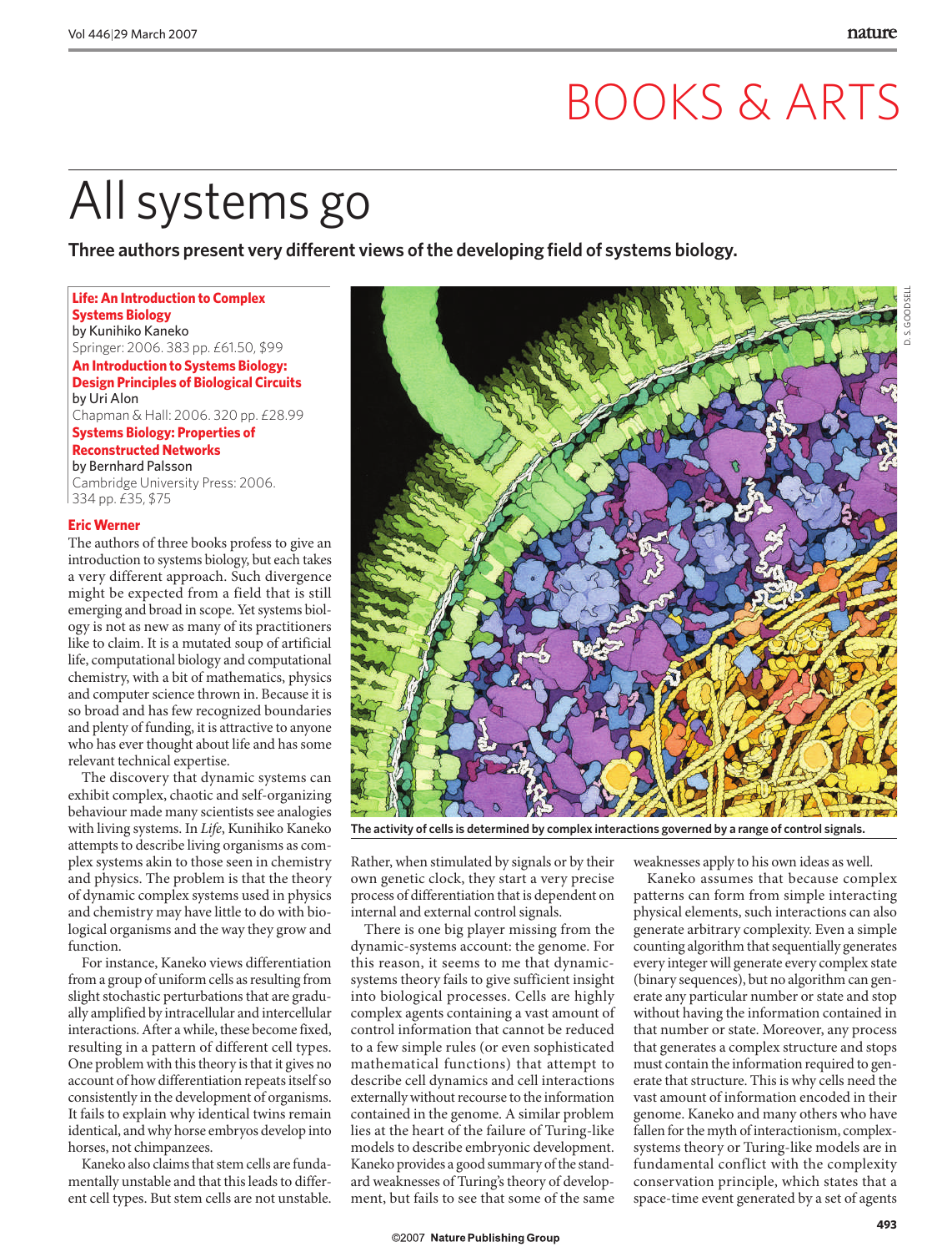# BOOKS & ARTS

# All systems go

**Three authors present very different views of the developing field of systems biology.**

**Life: An Introduction to Complex Systems Biology**
by Kunihiko Kaneko
Springer: 2006. 383 pp. £61.50, $99

**An Introduction to Systems Biology: Design Principles of Biological Circuits**
by Uri Alon
Chapman & Hall: 2006. 320 pp. £28.99

**Systems Biology: Properties of Reconstructed Networks**
by Bernhard Palsson
Cambridge University Press: 2006. 334 pp. £35, $75

**Eric Werner**

The authors of three books profess to give an introduction to systems biology, but each takes a very different approach. Such divergence might be expected from a field that is still emerging and broad in scope. Yet systems biology is not as new as many of its practitioners like to claim. It is a mutated soup of artificial life, computational biology and computational chemistry, with a bit of mathematics, physics and computer science thrown in. Because it is so broad and has few recognized boundaries and plenty of funding, it is attractive to anyone who has ever thought about life and has some relevant technical expertise.

The discovery that dynamic systems can exhibit complex, chaotic and self-organizing behaviour made many scientists see analogies with living systems. In *Life*, Kunihiko Kaneko attempts to describe living organisms as complex systems akin to those seen in chemistry and physics. The problem is that the theory of dynamic complex systems used in physics and chemistry may have little to do with biological organisms and the way they grow and function.

For instance, Kaneko views differentiation from a group of uniform cells as resulting from slight stochastic perturbations that are gradually amplified by intracellular and intercellular interactions. After a while, these become fixed, resulting in a pattern of different cell types. One problem with this theory is that it gives no account of how differentiation repeats itself so consistently in the development of organisms. It fails to explain why identical twins remain identical, and why horse embryos develop into horses, not chimpanzees.

Kaneko also claims that stem cells are fundamentally unstable and that this leads to different cell types. But stem cells are not unstable. Rather, when stimulated by signals or by their own genetic clock, they start a very precise process of differentiation that is dependent on internal and external control signals.

The activity of cells is determined by complex interactions governed by a range of control signals.

There is one big player missing from the dynamic-systems account: the genome. For this reason, it seems to me that dynamic-systems theory fails to give sufficient insight into biological processes. Cells are highly complex agents containing a vast amount of control information that cannot be reduced to a few simple rules (or even sophisticated mathematical functions) that attempt to describe cell dynamics and cell interactions externally without recourse to the information contained in the genome. A similar problem lies at the heart of the failure of Turing-like models to describe embryonic development. Kaneko provides a good summary of the standard weaknesses of Turing's theory of development, but fails to see that some of the same weaknesses apply to his own ideas as well.

Kaneko assumes that because complex patterns can form from simple interacting physical elements, such interactions can also generate arbitrary complexity. Even a simple counting algorithm that sequentially generates every integer will generate every complex state (binary sequences), but no algorithm can generate any particular number or state and stop without having the information contained in that number or state. Moreover, any process that generates a complex structure and stops must contain the information required to generate that structure. This is why cells need the vast amount of information encoded in their genome. Kaneko and many others who have fallen for the myth of interactionism, complex-systems theory or Turing-like models are in fundamental conflict with the complexity conservation principle, which states that a space-time event generated by a set of agents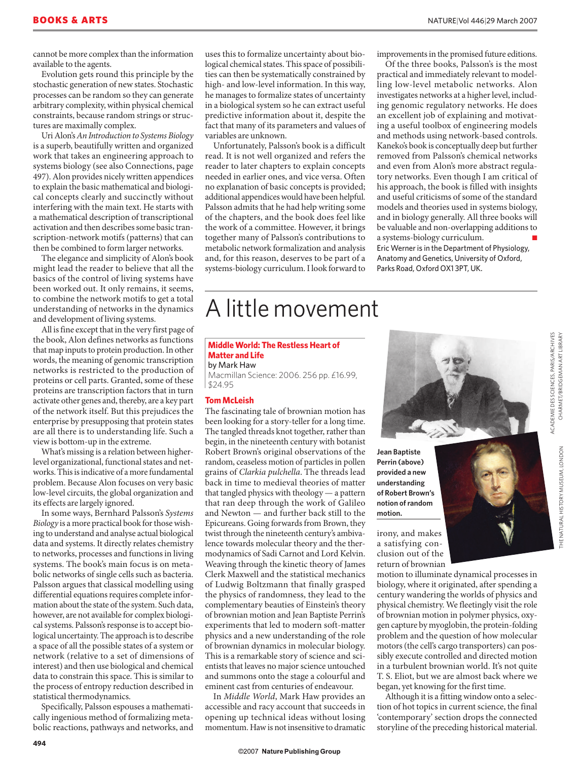cannot be more complex than the information available to the agents.

Evolution gets round this principle by the stochastic generation of new states. Stochastic processes can be random so they can generate arbitrary complexity, within physical chemical constraints, because random strings or structures are maximally complex.

Uri Alon's *An Introduction to Systems Biology* is a superb, beautifully written and organized work that takes an engineering approach to systems biology (see also Connections, page 497). Alon provides nicely written appendices to explain the basic mathematical and biological concepts clearly and succinctly without interfering with the main text. He starts with a mathematical description of transcriptional activation and then describes some basic transcription-network motifs (patterns) that can then be combined to form larger networks.

The elegance and simplicity of Alon's book might lead the reader to believe that all the basics of the control of living systems have been worked out. It only remains, it seems, to combine the network motifs to get a total understanding of networks in the dynamics and development of living systems.

All is fine except that in the very first page of the book, Alon defines networks as functions that map inputs to protein production. In other words, the meaning of genomic transcription networks is restricted to the production of proteins or cell parts. Granted, some of these proteins are transcription factors that in turn activate other genes and, thereby, are a key part of the network itself. But this prejudices the enterprise by presupposing that protein states are all there is to understanding life. Such a view is bottom-up in the extreme.

What's missing is a relation between higher-level organizational, functional states and networks. This is indicative of a more fundamental problem. Because Alon focuses on very basic low-level circuits, the global organization and its effects are largely ignored.

In some ways, Bernhard Palsson's *Systems Biology* is a more practical book for those wishing to understand and analyse actual biological data and systems. It directly relates chemistry to networks, processes and functions in living systems. The book's main focus is on metabolic networks of single cells such as bacteria. Palsson argues that classical modelling using differential equations requires complete information about the state of the system. Such data, however, are not available for complex biological systems. Palsson's response is to accept biological uncertainty. The approach is to describe a space of all the possible states of a system or network (relative to a set of dimensions of interest) and then use biological and chemical data to constrain this space. This is similar to the process of entropy reduction described in statistical thermodynamics.

Specifically, Palsson espouses a mathematically ingenious method of formalizing metabolic reactions, pathways and networks, and uses this to formalize uncertainty about biological chemical states. This space of possibilities can then be systematically constrained by high- and low-level information. In this way, he manages to formalize states of uncertainty in a biological system so he can extract useful predictive information about it, despite the fact that many of its parameters and values of variables are unknown.

Unfortunately, Palsson's book is a difficult read. It is not well organized and refers the reader to later chapters to explain concepts needed in earlier ones, and vice versa. Often no explanation of basic concepts is provided; additional appendices would have been helpful. Palsson admits that he had help writing some of the chapters, and the book does feel like the work of a committee. However, it brings together many of Palsson's contributions to metabolic network formalization and analysis and, for this reason, deserves to be part of a systems-biology curriculum. I look forward to improvements in the promised future editions.

Of the three books, Palsson's is the most practical and immediately relevant to modelling low-level metabolic networks. Alon investigates networks at a higher level, including genomic regulatory networks. He does an excellent job of explaining and motivating a useful toolbox of engineering models and methods using network-based controls. Kaneko's book is conceptually deep but further removed from Palsson's chemical networks and even from Alon's more abstract regulatory networks. Even though I am critical of his approach, the book is filled with insights and useful criticisms of some of the standard models and theories used in systems biology, and in biology generally. All three books will be valuable and non-overlapping additions to a systems-biology curriculum. ■

Eric Werner is in the Department of Physiology, Anatomy and Genetics, University of Oxford, Parks Road, Oxford OX1 3PT, UK.

# A little movement

**Middle World: The Restless Heart of Matter and Life**
by Mark Haw
Macmillan Science: 2006. 256 pp. £16.99, $24.95

**Tom McLeish**

The fascinating tale of brownian motion has been looking for a story-teller for a long time. The tangled threads knot together, rather than begin, in the nineteenth century with botanist Robert Brown's original observations of the random, ceaseless motion of particles in pollen grains of *Clarkia pulchella*. The threads lead back in time to medieval theories of matter that tangled physics with theology — a pattern that ran deep through the work of Galileo and Newton — and further back still to the Epicureans. Going forwards from Brown, they twist through the nineteenth century's ambivalence towards molecular theory and the thermodynamics of Sadi Carnot and Lord Kelvin. Weaving through the kinetic theory of James Clerk Maxwell and the statistical mechanics of Ludwig Boltzmann that finally grasped the physics of randomness, they lead to the complementary beauties of Einstein's theory of brownian motion and Jean Baptiste Perrin's experiments that led to modern soft-matter physics and a new understanding of the role of brownian dynamics in molecular biology. This is a remarkable story of science and scientists that leaves no major science untouched and summons onto the stage a colourful and eminent cast from centuries of endeavour.

In *Middle World*, Mark Haw provides an accessible and racy account that succeeds in opening up technical ideas without losing momentum. Haw is not insensitive to dramatic irony, and makes a satisfying conclusion out of the return of brownian motion to illuminate dynamical processes in biology, where it originated, after spending a century wandering the worlds of physics and physical chemistry. We fleetingly visit the role of brownian motion in polymer physics, oxygen capture by myoglobin, the protein-folding problem and the question of how molecular motors (the cell's cargo transporters) can possibly execute controlled and directed motion in a turbulent brownian world. It's not quite T. S. Eliot, but we are almost back where we began, yet knowing for the first time.

Jean Baptiste Perrin (above) provided a new understanding of Robert Brown's notion of random motion.

ACADEMIE DES SCIENCES, PARIS/ARCHIVES CHARMET/BRIDGEMAN ART LIBRARY
THE NATURAL HISTORY MUSEUM, LONDON

Although it is a fitting window onto a selection of hot topics in current science, the final 'contemporary' section drops the connected storyline of the preceding historical material.